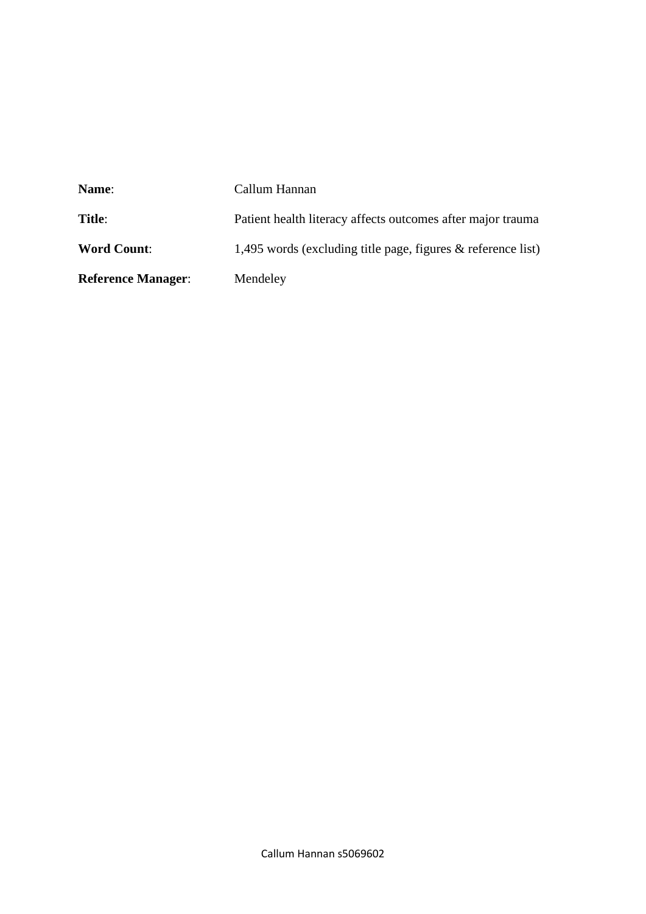**Name**: Callum Hannan

**Title**: Patient health literacy affects outcomes after major trauma

**Word Count**: 1,495 words (excluding title page, figures & reference list)

**Reference Manager**: Mendeley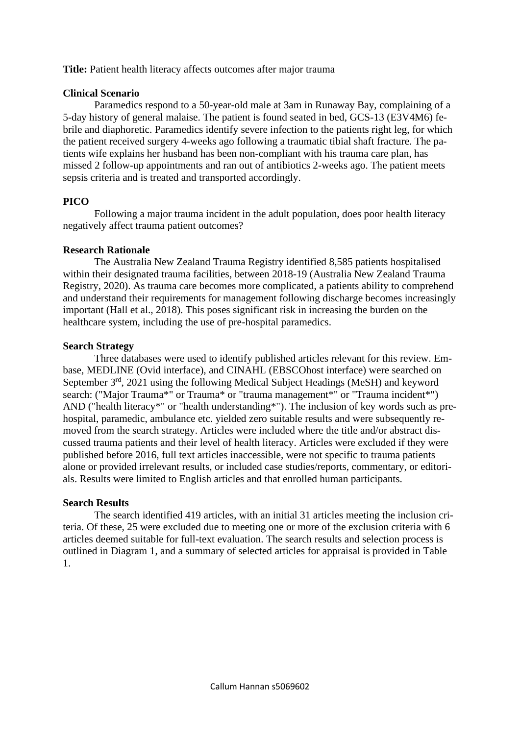**Title:** Patient health literacy affects outcomes after major trauma

**Clinical Scenario**

Paramedics respond to a 50-year-old male at 3am in Runaway Bay, complaining of a 5-day history of general malaise. The patient is found seated in bed, GCS-13 (E3V4M6) febrile and diaphoretic. Paramedics identify severe infection to the patients right leg, for which the patient received surgery 4-weeks ago following a traumatic tibial shaft fracture. The patients wife explains her husband has been non-compliant with his trauma care plan, has missed 2 follow-up appointments and ran out of antibiotics 2-weeks ago. The patient meets sepsis criteria and is treated and transported accordingly.

**PICO**

Following a major trauma incident in the adult population, does poor health literacy negatively affect trauma patient outcomes?

**Research Rationale**

The Australia New Zealand Trauma Registry identified 8,585 patients hospitalised within their designated trauma facilities, between 2018-19 (Australia New Zealand Trauma Registry, 2020). As trauma care becomes more complicated, a patients ability to comprehend and understand their requirements for management following discharge becomes increasingly important (Hall et al., 2018). This poses significant risk in increasing the burden on the healthcare system, including the use of pre-hospital paramedics.

**Search Strategy**

Three databases were used to identify published articles relevant for this review. Embase, MEDLINE (Ovid interface), and CINAHL (EBSCOhost interface) were searched on September 3rd, 2021 using the following Medical Subject Headings (MeSH) and keyword search: ("Major Trauma*" or Trauma* or "trauma management*" or "Trauma incident*") AND ("health literacy*" or "health understanding*"). The inclusion of key words such as pre-hospital, paramedic, ambulance etc. yielded zero suitable results and were subsequently removed from the search strategy. Articles were included where the title and/or abstract discussed trauma patients and their level of health literacy. Articles were excluded if they were published before 2016, full text articles inaccessible, were not specific to trauma patients alone or provided irrelevant results, or included case studies/reports, commentary, or editorials. Results were limited to English articles and that enrolled human participants.

**Search Results**

The search identified 419 articles, with an initial 31 articles meeting the inclusion criteria. Of these, 25 were excluded due to meeting one or more of the exclusion criteria with 6 articles deemed suitable for full-text evaluation. The search results and selection process is outlined in Diagram 1, and a summary of selected articles for appraisal is provided in Table 1.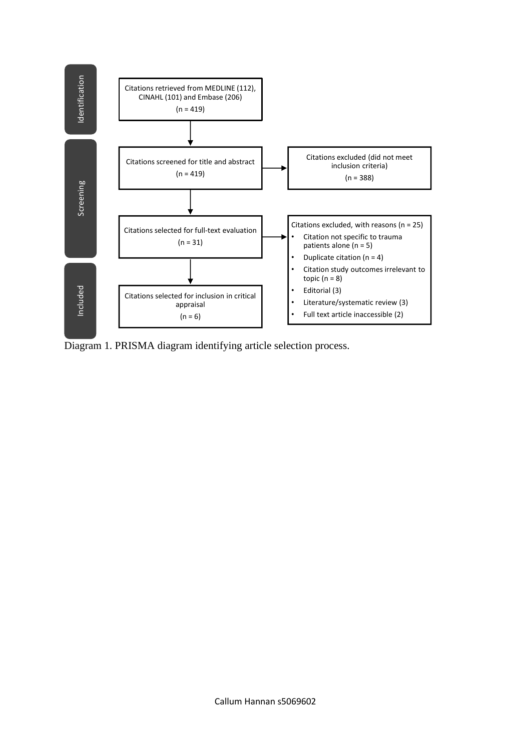**Identification**

Citations retrieved from MEDLINE (112), CINAHL (101) and Embase (206)
(n = 419)

↓

**Screening**

Citations screened for title and abstract
(n = 419)

→ Citations excluded (did not meet inclusion criteria)
(n = 388)

↓

Citations selected for full-text evaluation
(n = 31)

→ Citations excluded, with reasons (n = 25)

- Citation not specific to trauma patients alone (n = 5)
- Duplicate citation (n = 4)
- Citation study outcomes irrelevant to topic (n = 8)
- Editorial (3)
- Literature/systematic review (3)
- Full text article inaccessible (2)

↓

**Included**

Citations selected for inclusion in critical appraisal
(n = 6)

Diagram 1. PRISMA diagram identifying article selection process.

Callum Hannan s5069602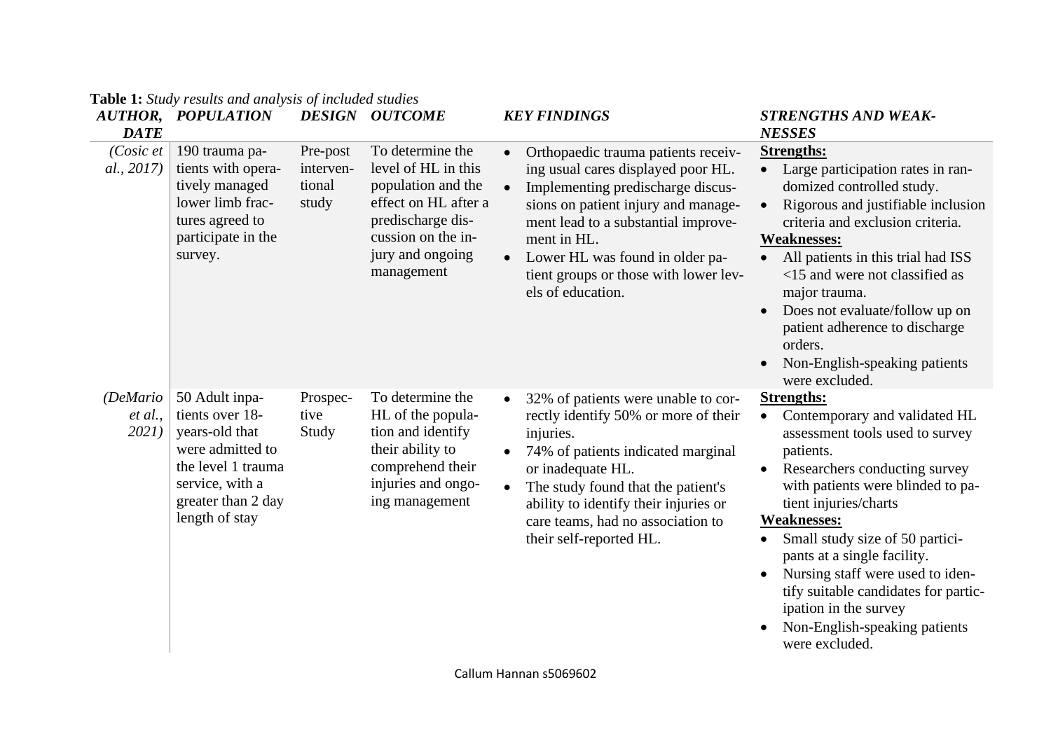**Table 1:** *Study results and analysis of included studies*

| *AUTHOR, DATE* | *POPULATION* | *DESIGN* | *OUTCOME* | *KEY FINDINGS* | *STRENGTHS AND WEAKNESSES* |
|---|---|---|---|---|---|
| *(Cosic et al., 2017)* | 190 trauma patients with operatively managed lower limb fractures agreed to participate in the survey. | Pre-post interventional study | To determine the level of HL in this population and the effect on HL after a predischarge discussion on the injury and ongoing management | • Orthopaedic trauma patients receiving usual cares displayed poor HL.<br>• Implementing predischarge discussions on patient injury and management lead to a substantial improvement in HL.<br>• Lower HL was found in older patient groups or those with lower levels of education. | **Strengths:**<br>• Large participation rates in randomized controlled study.<br>• Rigorous and justifiable inclusion criteria and exclusion criteria.<br>**Weaknesses:**<br>• All patients in this trial had ISS <15 and were not classified as major trauma.<br>• Does not evaluate/follow up on patient adherence to discharge orders.<br>• Non-English-speaking patients were excluded. |
| *(DeMario et al., 2021)* | 50 Adult inpatients over 18-years-old that were admitted to the level 1 trauma service, with a greater than 2 day length of stay | Prospective Study | To determine the HL of the population and identify their ability to comprehend their injuries and ongoing management | • 32% of patients were unable to correctly identify 50% or more of their injuries.<br>• 74% of patients indicated marginal or inadequate HL.<br>• The study found that the patient's ability to identify their injuries or care teams, had no association to their self-reported HL. | **Strengths:**<br>• Contemporary and validated HL assessment tools used to survey patients.<br>• Researchers conducting survey with patients were blinded to patient injuries/charts<br>**Weaknesses:**<br>• Small study size of 50 participants at a single facility.<br>• Nursing staff were used to identify suitable candidates for participation in the survey<br>• Non-English-speaking patients were excluded. |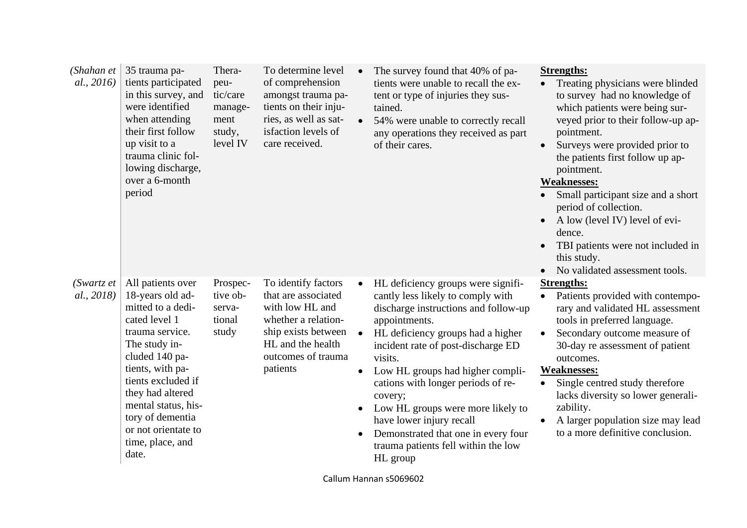| | | | | | |
|---|---|---|---|---|---|
| *(Shahan et al., 2016)* | 35 trauma patients participated in this survey, and were identified when attending their first follow up visit to a trauma clinic following discharge, over a 6-month period | Therapeutic/care management study, level IV | To determine level of comprehension amongst trauma patients on their injuries, as well as satisfaction levels of care received. | • The survey found that 40% of patients were unable to recall the extent or type of injuries they sustained.<br>• 54% were unable to correctly recall any operations they received as part of their cares. | **Strengths:**<br>• Treating physicians were blinded to survey had no knowledge of which patients were being surveyed prior to their follow-up appointment.<br>• Surveys were provided prior to the patients first follow up appointment.<br>**Weaknesses:**<br>• Small participant size and a short period of collection.<br>• A low (level IV) level of evidence.<br>• TBI patients were not included in this study.<br>• No validated assessment tools. |
| *(Swartz et al., 2018)* | All patients over 18-years old admitted to a dedicated level 1 trauma service. The study included 140 patients, with patients excluded if they had altered mental status, history of dementia or not orientate to time, place, and date. | Prospective observational study | To identify factors that are associated with low HL and whether a relationship exists between HL and the health outcomes of trauma patients | • HL deficiency groups were significantly less likely to comply with discharge instructions and follow-up appointments.<br>• HL deficiency groups had a higher incident rate of post-discharge ED visits.<br>• Low HL groups had higher complications with longer periods of recovery;<br>• Low HL groups were more likely to have lower injury recall<br>• Demonstrated that one in every four trauma patients fell within the low HL group | **Strengths:**<br>• Patients provided with contemporary and validated HL assessment tools in preferred language.<br>• Secondary outcome measure of 30-day re assessment of patient outcomes.<br>**Weaknesses:**<br>• Single centred study therefore lacks diversity so lower generalizability.<br>• A larger population size may lead to a more definitive conclusion. |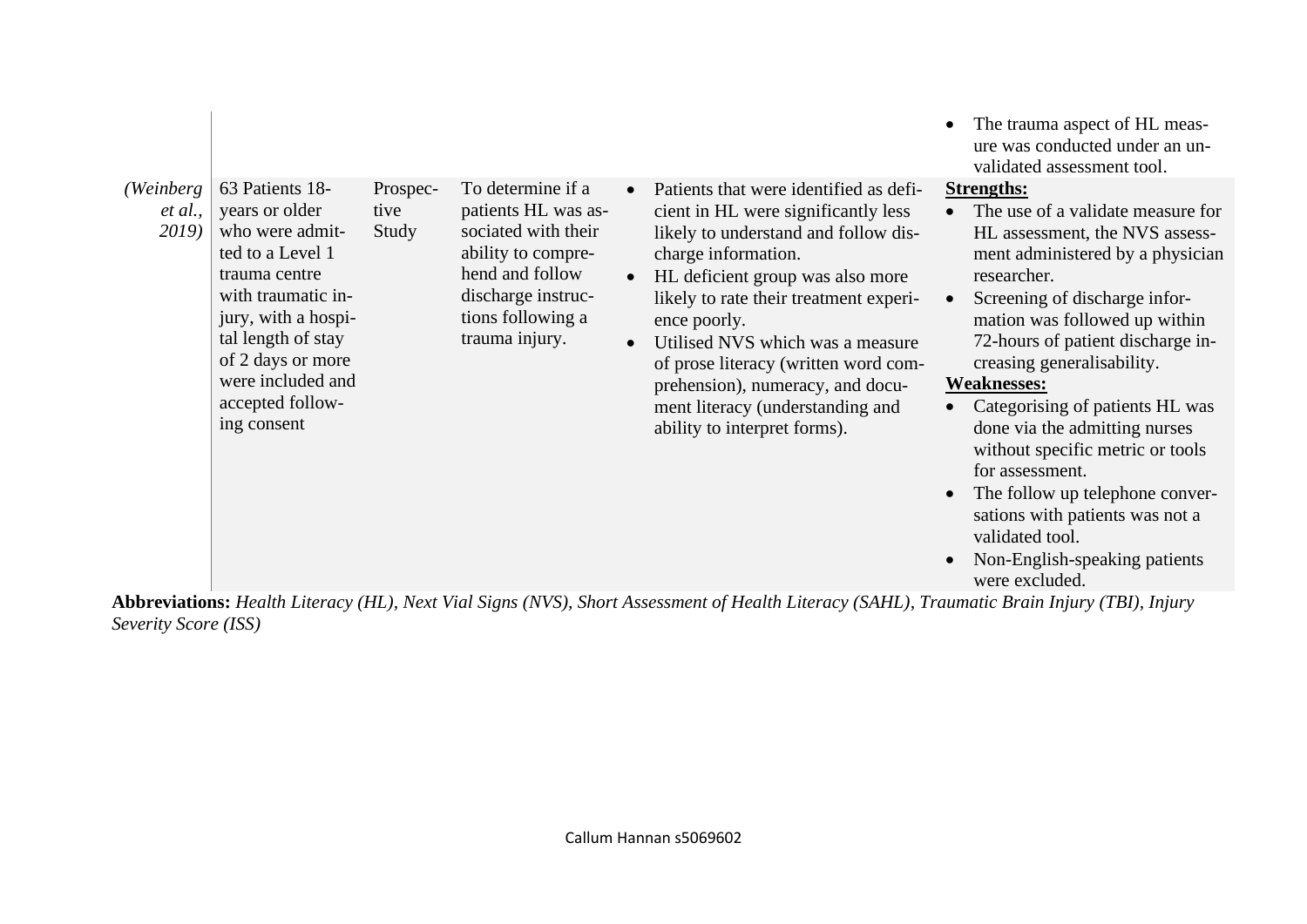| | | | | | |
|---|---|---|---|---|---|
| | | | | | • The trauma aspect of HL measure was conducted under an unvalidated assessment tool. |
| *(Weinberg et al., 2019)* | 63 Patients 18-years or older who were admitted to a Level 1 trauma centre with traumatic injury, with a hospital length of stay of 2 days or more were included and accepted following consent | Prospective Study | To determine if a patients HL was associated with their ability to comprehend and follow discharge instructions following a trauma injury. | • Patients that were identified as deficient in HL were significantly less likely to understand and follow discharge information. <br> • HL deficient group was also more likely to rate their treatment experience poorly. <br> • Utilised NVS which was a measure of prose literacy (written word comprehension), numeracy, and document literacy (understanding and ability to interpret forms). | **Strengths:** <br> • The use of a validate measure for HL assessment, the NVS assessment administered by a physician researcher. <br> • Screening of discharge information was followed up within 72-hours of patient discharge increasing generalisability. <br> **Weaknesses:** <br> • Categorising of patients HL was done via the admitting nurses without specific metric or tools for assessment. <br> • The follow up telephone conversations with patients was not a validated tool. <br> • Non-English-speaking patients were excluded. |

**Abbreviations:** *Health Literacy (HL), Next Vial Signs (NVS), Short Assessment of Health Literacy (SAHL), Traumatic Brain Injury (TBI), Injury Severity Score (ISS)*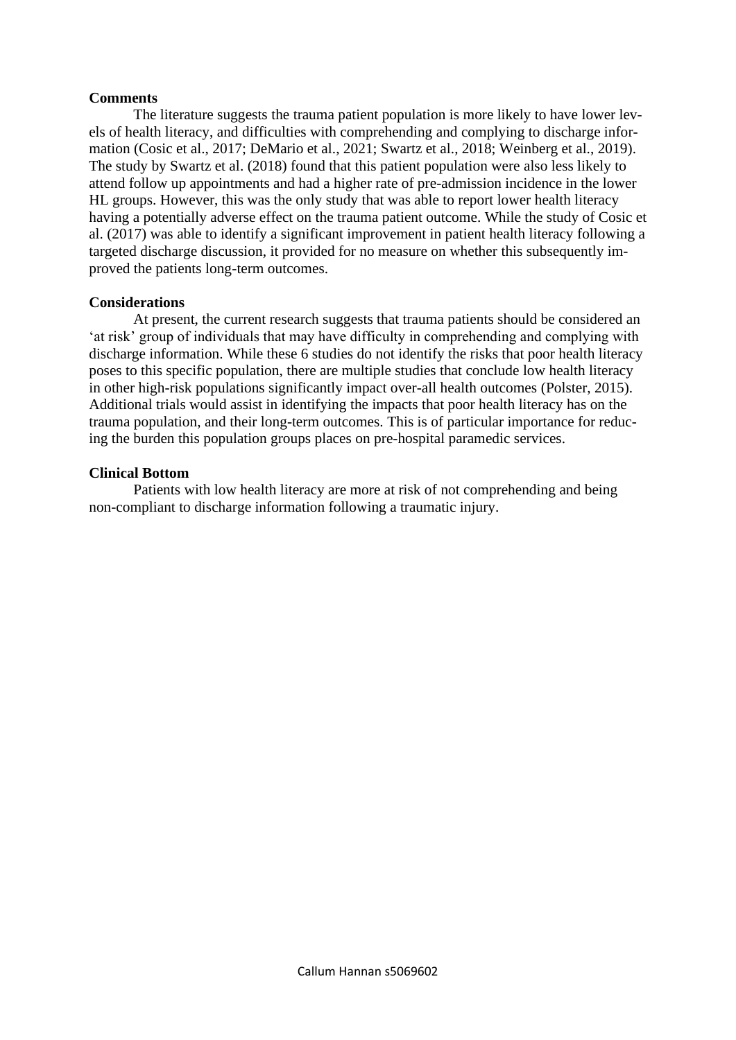**Comments**

The literature suggests the trauma patient population is more likely to have lower levels of health literacy, and difficulties with comprehending and complying to discharge information (Cosic et al., 2017; DeMario et al., 2021; Swartz et al., 2018; Weinberg et al., 2019). The study by Swartz et al. (2018) found that this patient population were also less likely to attend follow up appointments and had a higher rate of pre-admission incidence in the lower HL groups. However, this was the only study that was able to report lower health literacy having a potentially adverse effect on the trauma patient outcome. While the study of Cosic et al. (2017) was able to identify a significant improvement in patient health literacy following a targeted discharge discussion, it provided for no measure on whether this subsequently improved the patients long-term outcomes.

**Considerations**

At present, the current research suggests that trauma patients should be considered an 'at risk' group of individuals that may have difficulty in comprehending and complying with discharge information. While these 6 studies do not identify the risks that poor health literacy poses to this specific population, there are multiple studies that conclude low health literacy in other high-risk populations significantly impact over-all health outcomes (Polster, 2015). Additional trials would assist in identifying the impacts that poor health literacy has on the trauma population, and their long-term outcomes. This is of particular importance for reducing the burden this population groups places on pre-hospital paramedic services.

**Clinical Bottom**

Patients with low health literacy are more at risk of not comprehending and being non-compliant to discharge information following a traumatic injury.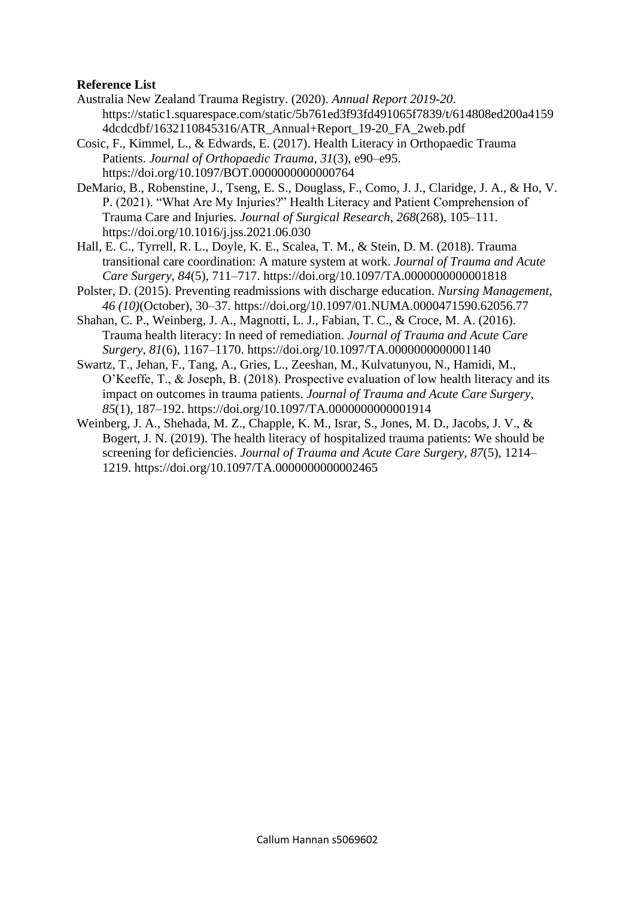**Reference List**

Australia New Zealand Trauma Registry. (2020). *Annual Report 2019-20*. https://static1.squarespace.com/static/5b761ed3f93fd491065f7839/t/614808ed200a41594dcdcdbf/1632110845316/ATR_Annual+Report_19-20_FA_2web.pdf

Cosic, F., Kimmel, L., & Edwards, E. (2017). Health Literacy in Orthopaedic Trauma Patients. *Journal of Orthopaedic Trauma*, *31*(3), e90–e95. https://doi.org/10.1097/BOT.0000000000000764

DeMario, B., Robenstine, J., Tseng, E. S., Douglass, F., Como, J. J., Claridge, J. A., & Ho, V. P. (2021). "What Are My Injuries?" Health Literacy and Patient Comprehension of Trauma Care and Injuries. *Journal of Surgical Research*, *268*(268), 105–111. https://doi.org/10.1016/j.jss.2021.06.030

Hall, E. C., Tyrrell, R. L., Doyle, K. E., Scalea, T. M., & Stein, D. M. (2018). Trauma transitional care coordination: A mature system at work. *Journal of Trauma and Acute Care Surgery*, *84*(5), 711–717. https://doi.org/10.1097/TA.0000000000001818

Polster, D. (2015). Preventing readmissions with discharge education. *Nursing Management*, *46 (10)*(October), 30–37. https://doi.org/10.1097/01.NUMA.0000471590.62056.77

Shahan, C. P., Weinberg, J. A., Magnotti, L. J., Fabian, T. C., & Croce, M. A. (2016). Trauma health literacy: In need of remediation. *Journal of Trauma and Acute Care Surgery*, *81*(6), 1167–1170. https://doi.org/10.1097/TA.0000000000001140

Swartz, T., Jehan, F., Tang, A., Gries, L., Zeeshan, M., Kulvatunyou, N., Hamidi, M., O'Keeffe, T., & Joseph, B. (2018). Prospective evaluation of low health literacy and its impact on outcomes in trauma patients. *Journal of Trauma and Acute Care Surgery*, *85*(1), 187–192. https://doi.org/10.1097/TA.0000000000001914

Weinberg, J. A., Shehada, M. Z., Chapple, K. M., Israr, S., Jones, M. D., Jacobs, J. V., & Bogert, J. N. (2019). The health literacy of hospitalized trauma patients: We should be screening for deficiencies. *Journal of Trauma and Acute Care Surgery*, *87*(5), 1214–1219. https://doi.org/10.1097/TA.0000000000002465